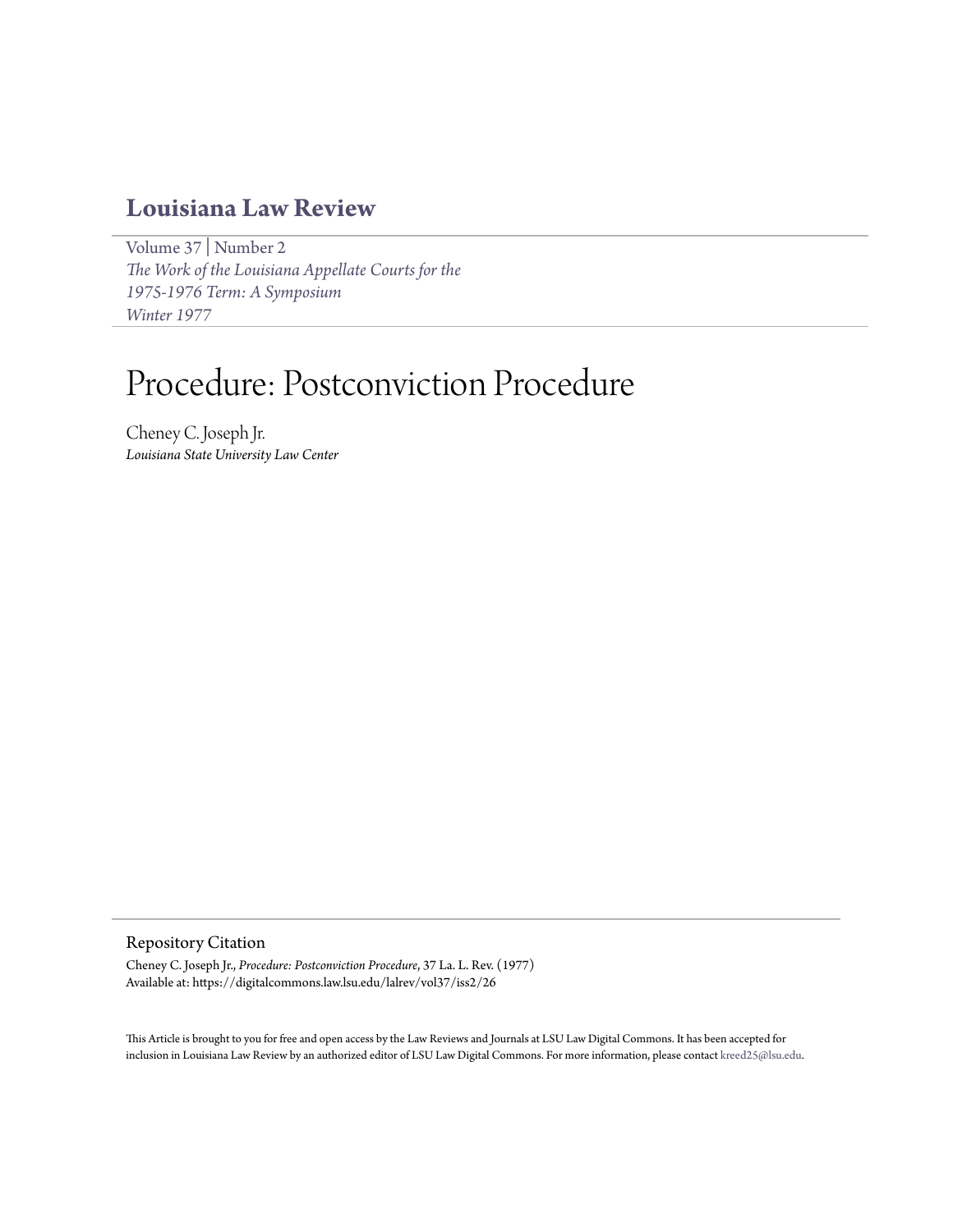# Louisiana Law Review

Volume 37 | Number 2
*The Work of the Louisiana Appellate Courts for the 1975-1976 Term: A Symposium*
*Winter 1977*

# Procedure: Postconviction Procedure

Cheney C. Joseph Jr.
*Louisiana State University Law Center*

## Repository Citation

Cheney C. Joseph Jr., *Procedure: Postconviction Procedure*, 37 La. L. Rev. (1977)
Available at: https://digitalcommons.law.lsu.edu/lalrev/vol37/iss2/26

This Article is brought to you for free and open access by the Law Reviews and Journals at LSU Law Digital Commons. It has been accepted for inclusion in Louisiana Law Review by an authorized editor of LSU Law Digital Commons. For more information, please contact kreed25@lsu.edu.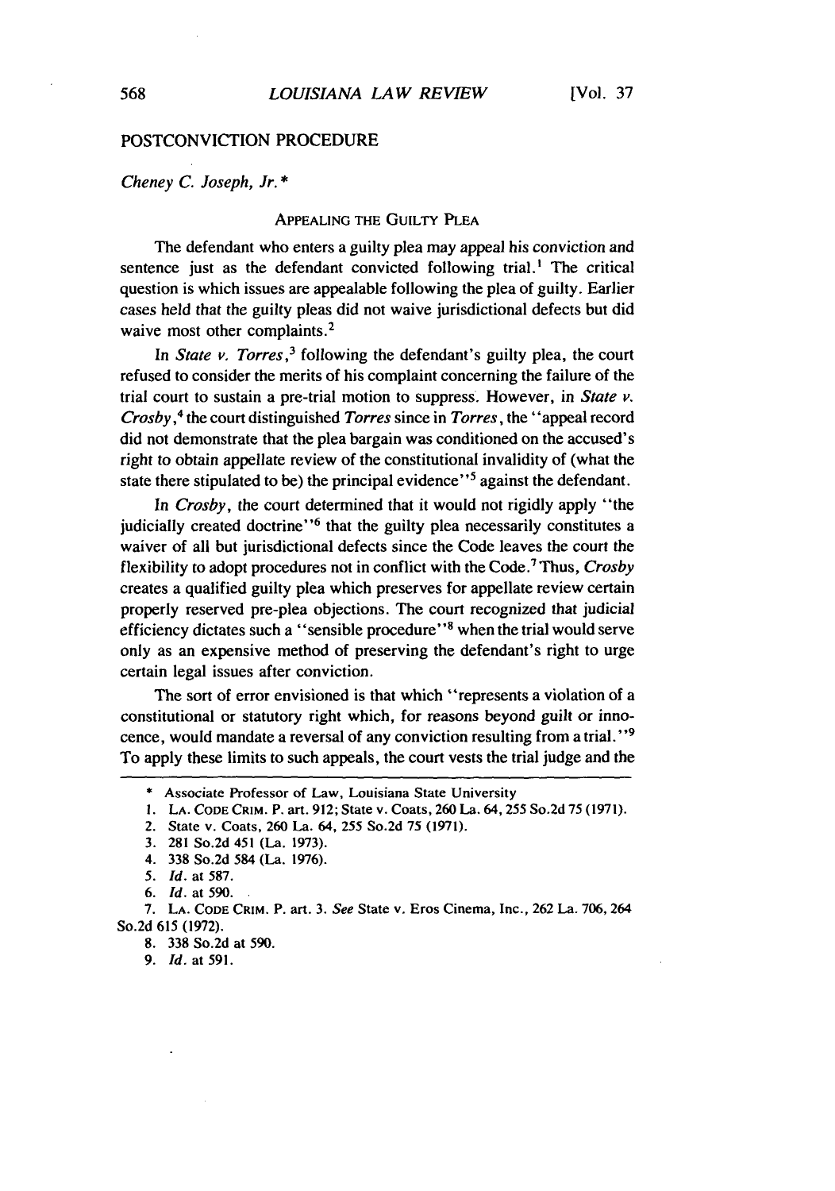## POSTCONVICTION PROCEDURE

*Cheney C. Joseph, Jr.* *

### APPEALING THE GUILTY PLEA

The defendant who enters a guilty plea may appeal his conviction and sentence just as the defendant convicted following trial.[1] The critical question is which issues are appealable following the plea of guilty. Earlier cases held that the guilty pleas did not waive jurisdictional defects but did waive most other complaints.[2]

In *State v. Torres*,[3] following the defendant's guilty plea, the court refused to consider the merits of his complaint concerning the failure of the trial court to sustain a pre-trial motion to suppress. However, in *State v. Crosby*,[4] the court distinguished *Torres* since in *Torres*, the "appeal record did not demonstrate that the plea bargain was conditioned on the accused's right to obtain appellate review of the constitutional invalidity of (what the state there stipulated to be) the principal evidence"[5] against the defendant.

In *Crosby*, the court determined that it would not rigidly apply "the judicially created doctrine"[6] that the guilty plea necessarily constitutes a waiver of all but jurisdictional defects since the Code leaves the court the flexibility to adopt procedures not in conflict with the Code.[7] Thus, *Crosby* creates a qualified guilty plea which preserves for appellate review certain properly reserved pre-plea objections. The court recognized that judicial efficiency dictates such a "sensible procedure"[8] when the trial would serve only as an expensive method of preserving the defendant's right to urge certain legal issues after conviction.

The sort of error envisioned is that which "represents a violation of a constitutional or statutory right which, for reasons beyond guilt or innocence, would mandate a reversal of any conviction resulting from a trial."[9] To apply these limits to such appeals, the court vests the trial judge and the

---

\* Associate Professor of Law, Louisiana State University

1. LA. CODE CRIM. P. art. 912; State v. Coats, 260 La. 64, 255 So.2d 75 (1971).
2. State v. Coats, 260 La. 64, 255 So.2d 75 (1971).
3. 281 So.2d 451 (La. 1973).
4. 338 So.2d 584 (La. 1976).
5. *Id.* at 587.
6. *Id.* at 590.
7. LA. CODE CRIM. P. art. 3. *See* State v. Eros Cinema, Inc., 262 La. 706, 264 So.2d 615 (1972).
8. 338 So.2d at 590.
9. *Id.* at 591.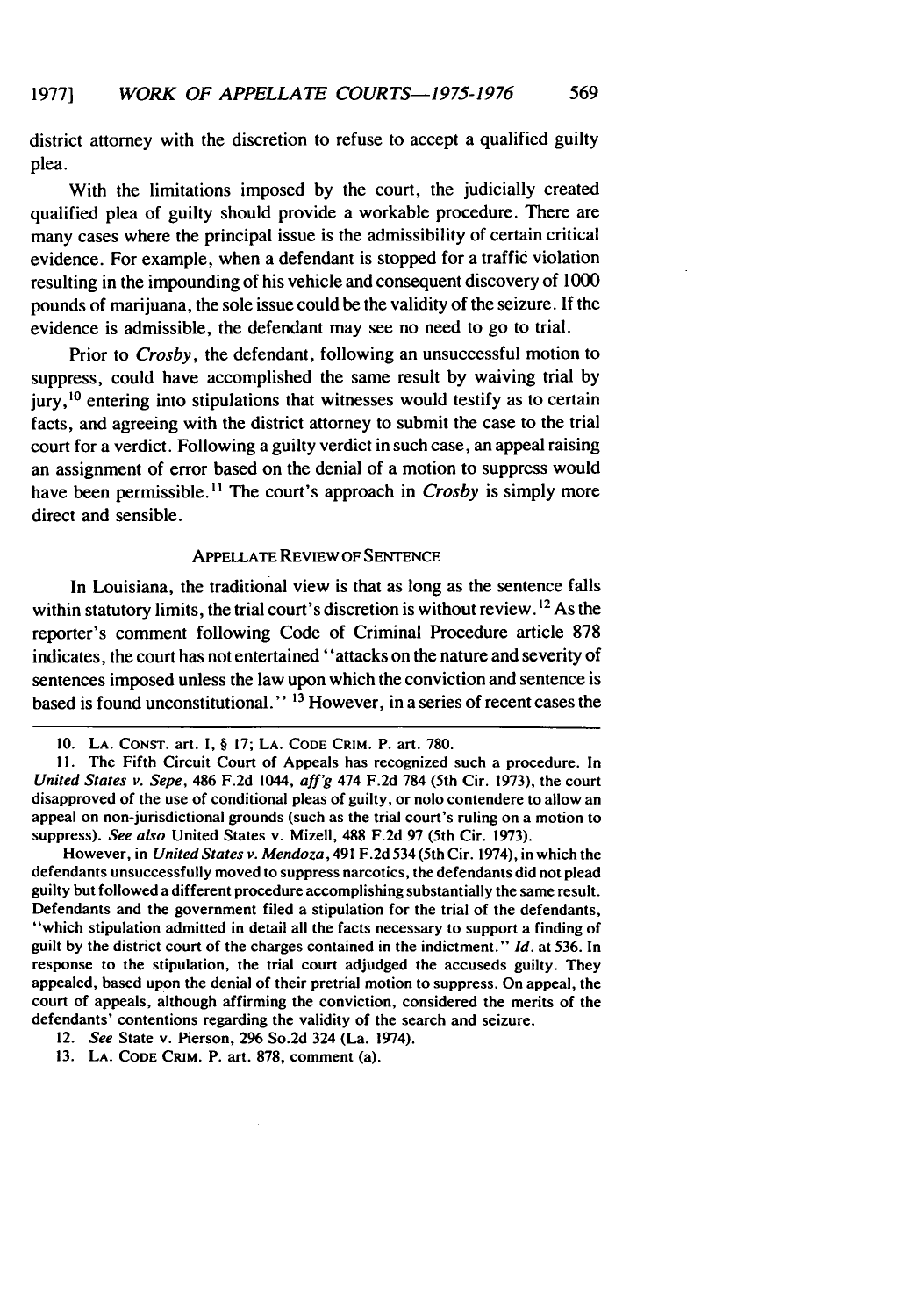district attorney with the discretion to refuse to accept a qualified guilty plea.

With the limitations imposed by the court, the judicially created qualified plea of guilty should provide a workable procedure. There are many cases where the principal issue is the admissibility of certain critical evidence. For example, when a defendant is stopped for a traffic violation resulting in the impounding of his vehicle and consequent discovery of 1000 pounds of marijuana, the sole issue could be the validity of the seizure. If the evidence is admissible, the defendant may see no need to go to trial.

Prior to *Crosby*, the defendant, following an unsuccessful motion to suppress, could have accomplished the same result by waiving trial by jury,[10] entering into stipulations that witnesses would testify as to certain facts, and agreeing with the district attorney to submit the case to the trial court for a verdict. Following a guilty verdict in such case, an appeal raising an assignment of error based on the denial of a motion to suppress would have been permissible.[11] The court's approach in *Crosby* is simply more direct and sensible.

### APPELLATE REVIEW OF SENTENCE

In Louisiana, the traditional view is that as long as the sentence falls within statutory limits, the trial court's discretion is without review.[12] As the reporter's comment following Code of Criminal Procedure article 878 indicates, the court has not entertained "attacks on the nature and severity of sentences imposed unless the law upon which the conviction and sentence is based is found unconstitutional." [13] However, in a series of recent cases the

---

10. LA. CONST. art. I, § 17; LA. CODE CRIM. P. art. 780.

11. The Fifth Circuit Court of Appeals has recognized such a procedure. In *United States v. Sepe*, 486 F.2d 1044, *aff'g* 474 F.2d 784 (5th Cir. 1973), the court disapproved of the use of conditional pleas of guilty, or nolo contendere to allow an appeal on non-jurisdictional grounds (such as the trial court's ruling on a motion to suppress). *See also* United States v. Mizell, 488 F.2d 97 (5th Cir. 1973).

However, in *United States v. Mendoza*, 491 F.2d 534 (5th Cir. 1974), in which the defendants unsuccessfully moved to suppress narcotics, the defendants did not plead guilty but followed a different procedure accomplishing substantially the same result. Defendants and the government filed a stipulation for the trial of the defendants, "which stipulation admitted in detail all the facts necessary to support a finding of guilt by the district court of the charges contained in the indictment." *Id.* at 536. In response to the stipulation, the trial court adjudged the accuseds guilty. They appealed, based upon the denial of their pretrial motion to suppress. On appeal, the court of appeals, although affirming the conviction, considered the merits of the defendants' contentions regarding the validity of the search and seizure.

12. *See* State v. Pierson, 296 So.2d 324 (La. 1974).

13. LA. CODE CRIM. P. art. 878, comment (a).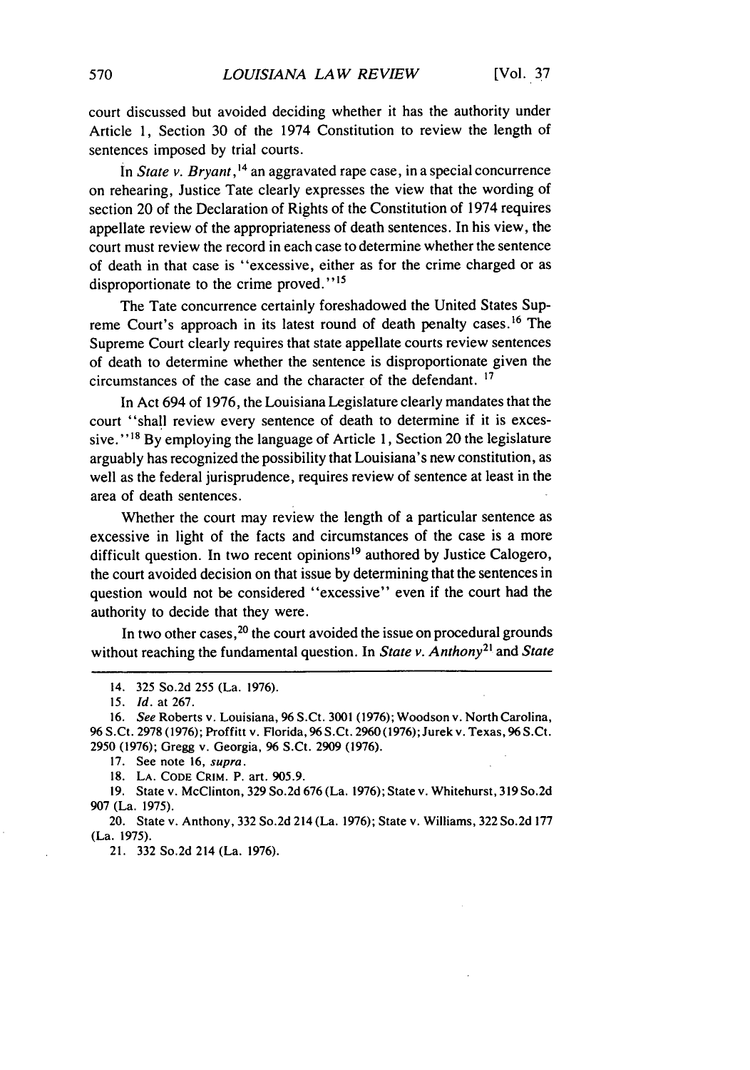court discussed but avoided deciding whether it has the authority under Article 1, Section 30 of the 1974 Constitution to review the length of sentences imposed by trial courts.

In *State v. Bryant*,[14] an aggravated rape case, in a special concurrence on rehearing, Justice Tate clearly expresses the view that the wording of section 20 of the Declaration of Rights of the Constitution of 1974 requires appellate review of the appropriateness of death sentences. In his view, the court must review the record in each case to determine whether the sentence of death in that case is "excessive, either as for the crime charged or as disproportionate to the crime proved."[15]

The Tate concurrence certainly foreshadowed the United States Supreme Court's approach in its latest round of death penalty cases.[16] The Supreme Court clearly requires that state appellate courts review sentences of death to determine whether the sentence is disproportionate given the circumstances of the case and the character of the defendant.[17]

In Act 694 of 1976, the Louisiana Legislature clearly mandates that the court "shall review every sentence of death to determine if it is excessive."[18] By employing the language of Article 1, Section 20 the legislature arguably has recognized the possibility that Louisiana's new constitution, as well as the federal jurisprudence, requires review of sentence at least in the area of death sentences.

Whether the court may review the length of a particular sentence as excessive in light of the facts and circumstances of the case is a more difficult question. In two recent opinions[19] authored by Justice Calogero, the court avoided decision on that issue by determining that the sentences in question would not be considered "excessive" even if the court had the authority to decide that they were.

In two other cases,[20] the court avoided the issue on procedural grounds without reaching the fundamental question. In *State v. Anthony*[21] and *State*

---

14. 325 So.2d 255 (La. 1976).

15. *Id.* at 267.

16. *See* Roberts v. Louisiana, 96 S.Ct. 3001 (1976); Woodson v. North Carolina, 96 S.Ct. 2978 (1976); Proffitt v. Florida, 96 S.Ct. 2960 (1976); Jurek v. Texas, 96 S.Ct. 2950 (1976); Gregg v. Georgia, 96 S.Ct. 2909 (1976).

17. See note 16, *supra*.

18. LA. CODE CRIM. P. art. 905.9.

19. State v. McClinton, 329 So.2d 676 (La. 1976); State v. Whitehurst, 319 So.2d 907 (La. 1975).

20. State v. Anthony, 332 So.2d 214 (La. 1976); State v. Williams, 322 So.2d 177 (La. 1975).

21. 332 So.2d 214 (La. 1976).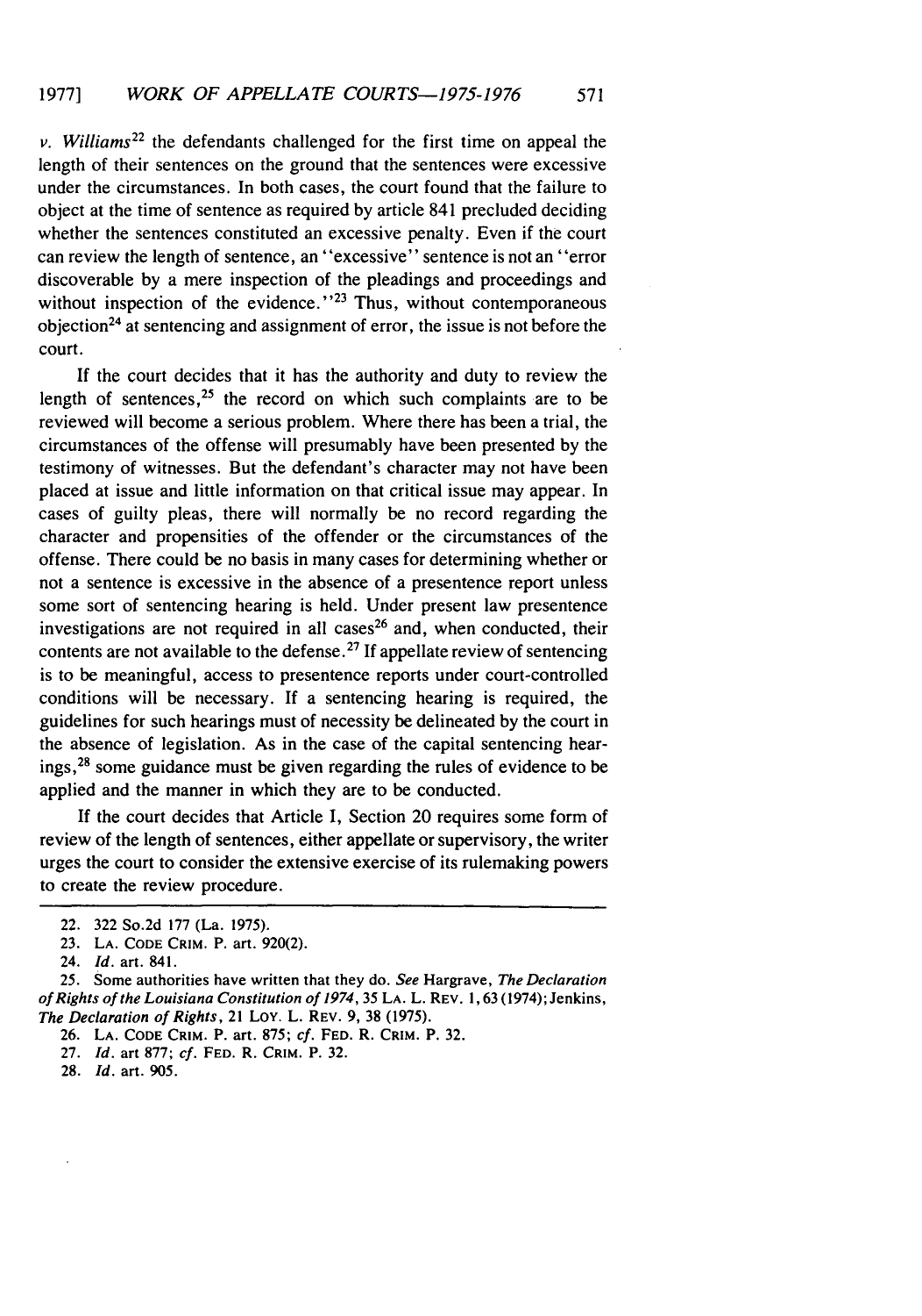*v. Williams*[22] the defendants challenged for the first time on appeal the length of their sentences on the ground that the sentences were excessive under the circumstances. In both cases, the court found that the failure to object at the time of sentence as required by article 841 precluded deciding whether the sentences constituted an excessive penalty. Even if the court can review the length of sentence, an "excessive" sentence is not an "error discoverable by a mere inspection of the pleadings and proceedings and without inspection of the evidence."[23] Thus, without contemporaneous objection[24] at sentencing and assignment of error, the issue is not before the court.

If the court decides that it has the authority and duty to review the length of sentences,[25] the record on which such complaints are to be reviewed will become a serious problem. Where there has been a trial, the circumstances of the offense will presumably have been presented by the testimony of witnesses. But the defendant's character may not have been placed at issue and little information on that critical issue may appear. In cases of guilty pleas, there will normally be no record regarding the character and propensities of the offender or the circumstances of the offense. There could be no basis in many cases for determining whether or not a sentence is excessive in the absence of a presentence report unless some sort of sentencing hearing is held. Under present law presentence investigations are not required in all cases[26] and, when conducted, their contents are not available to the defense.[27] If appellate review of sentencing is to be meaningful, access to presentence reports under court-controlled conditions will be necessary. If a sentencing hearing is required, the guidelines for such hearings must of necessity be delineated by the court in the absence of legislation. As in the case of the capital sentencing hearings,[28] some guidance must be given regarding the rules of evidence to be applied and the manner in which they are to be conducted.

If the court decides that Article I, Section 20 requires some form of review of the length of sentences, either appellate or supervisory, the writer urges the court to consider the extensive exercise of its rulemaking powers to create the review procedure.

---

22. 322 So.2d 177 (La. 1975).

23. LA. CODE CRIM. P. art. 920(2).

24. *Id.* art. 841.

25. Some authorities have written that they do. *See* Hargrave, *The Declaration of Rights of the Louisiana Constitution of 1974*, 35 LA. L. REV. 1, 63 (1974); Jenkins, *The Declaration of Rights*, 21 LOY. L. REV. 9, 38 (1975).

26. LA. CODE CRIM. P. art. 875; *cf.* FED. R. CRIM. P. 32.

27. *Id.* art 877; *cf.* FED. R. CRIM. P. 32.

28. *Id.* art. 905.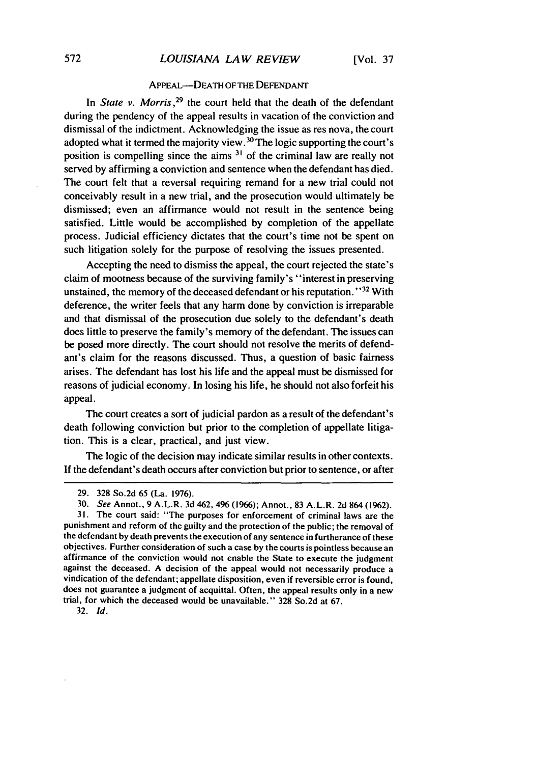### APPEAL—DEATH OF THE DEFENDANT

In *State v. Morris*,[29] the court held that the death of the defendant during the pendency of the appeal results in vacation of the conviction and dismissal of the indictment. Acknowledging the issue as res nova, the court adopted what it termed the majority view.[30] The logic supporting the court's position is compelling since the aims [31] of the criminal law are really not served by affirming a conviction and sentence when the defendant has died. The court felt that a reversal requiring remand for a new trial could not conceivably result in a new trial, and the prosecution would ultimately be dismissed; even an affirmance would not result in the sentence being satisfied. Little would be accomplished by completion of the appellate process. Judicial efficiency dictates that the court's time not be spent on such litigation solely for the purpose of resolving the issues presented.

Accepting the need to dismiss the appeal, the court rejected the state's claim of mootness because of the surviving family's "interest in preserving unstained, the memory of the deceased defendant or his reputation."[32] With deference, the writer feels that any harm done by conviction is irreparable and that dismissal of the prosecution due solely to the defendant's death does little to preserve the family's memory of the defendant. The issues can be posed more directly. The court should not resolve the merits of defendant's claim for the reasons discussed. Thus, a question of basic fairness arises. The defendant has lost his life and the appeal must be dismissed for reasons of judicial economy. In losing his life, he should not also forfeit his appeal.

The court creates a sort of judicial pardon as a result of the defendant's death following conviction but prior to the completion of appellate litigation. This is a clear, practical, and just view.

The logic of the decision may indicate similar results in other contexts. If the defendant's death occurs after conviction but prior to sentence, or after

---

29. 328 So.2d 65 (La. 1976).

30. *See* Annot., 9 A.L.R. 3d 462, 496 (1966); Annot., 83 A.L.R. 2d 864 (1962).

31. The court said: "The purposes for enforcement of criminal laws are the punishment and reform of the guilty and the protection of the public; the removal of the defendant by death prevents the execution of any sentence in furtherance of these objectives. Further consideration of such a case by the courts is pointless because an affirmance of the conviction would not enable the State to execute the judgment against the deceased. A decision of the appeal would not necessarily produce a vindication of the defendant; appellate disposition, even if reversible error is found, does not guarantee a judgment of acquittal. Often, the appeal results only in a new trial, for which the deceased would be unavailable." 328 So.2d at 67.

32. *Id.*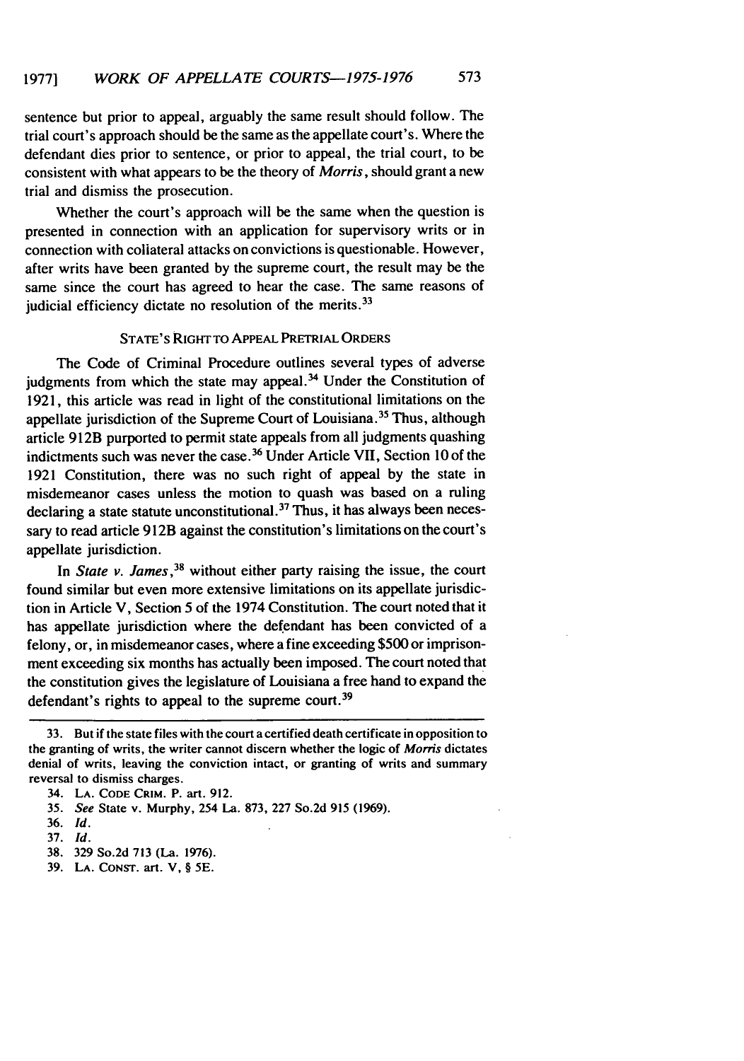sentence but prior to appeal, arguably the same result should follow. The trial court's approach should be the same as the appellate court's. Where the defendant dies prior to sentence, or prior to appeal, the trial court, to be consistent with what appears to be the theory of *Morris*, should grant a new trial and dismiss the prosecution.

Whether the court's approach will be the same when the question is presented in connection with an application for supervisory writs or in connection with collateral attacks on convictions is questionable. However, after writs have been granted by the supreme court, the result may be the same since the court has agreed to hear the case. The same reasons of judicial efficiency dictate no resolution of the merits.[33]

## STATE'S RIGHT TO APPEAL PRETRIAL ORDERS

The Code of Criminal Procedure outlines several types of adverse judgments from which the state may appeal.[34] Under the Constitution of 1921, this article was read in light of the constitutional limitations on the appellate jurisdiction of the Supreme Court of Louisiana.[35] Thus, although article 912B purported to permit state appeals from all judgments quashing indictments such was never the case.[36] Under Article VII, Section 10 of the 1921 Constitution, there was no such right of appeal by the state in misdemeanor cases unless the motion to quash was based on a ruling declaring a state statute unconstitutional.[37] Thus, it has always been necessary to read article 912B against the constitution's limitations on the court's appellate jurisdiction.

In *State v. James*,[38] without either party raising the issue, the court found similar but even more extensive limitations on its appellate jurisdiction in Article V, Section 5 of the 1974 Constitution. The court noted that it has appellate jurisdiction where the defendant has been convicted of a felony, or, in misdemeanor cases, where a fine exceeding $500 or imprisonment exceeding six months has actually been imposed. The court noted that the constitution gives the legislature of Louisiana a free hand to expand the defendant's rights to appeal to the supreme court.[39]

---

33. But if the state files with the court a certified death certificate in opposition to the granting of writs, the writer cannot discern whether the logic of *Morris* dictates denial of writs, leaving the conviction intact, or granting of writs and summary reversal to dismiss charges.

34. LA. CODE CRIM. P. art. 912.

35. *See* State v. Murphy, 254 La. 873, 227 So.2d 915 (1969).

36. *Id.*

37. *Id.*

38. 329 So.2d 713 (La. 1976).

39. LA. CONST. art. V, § 5E.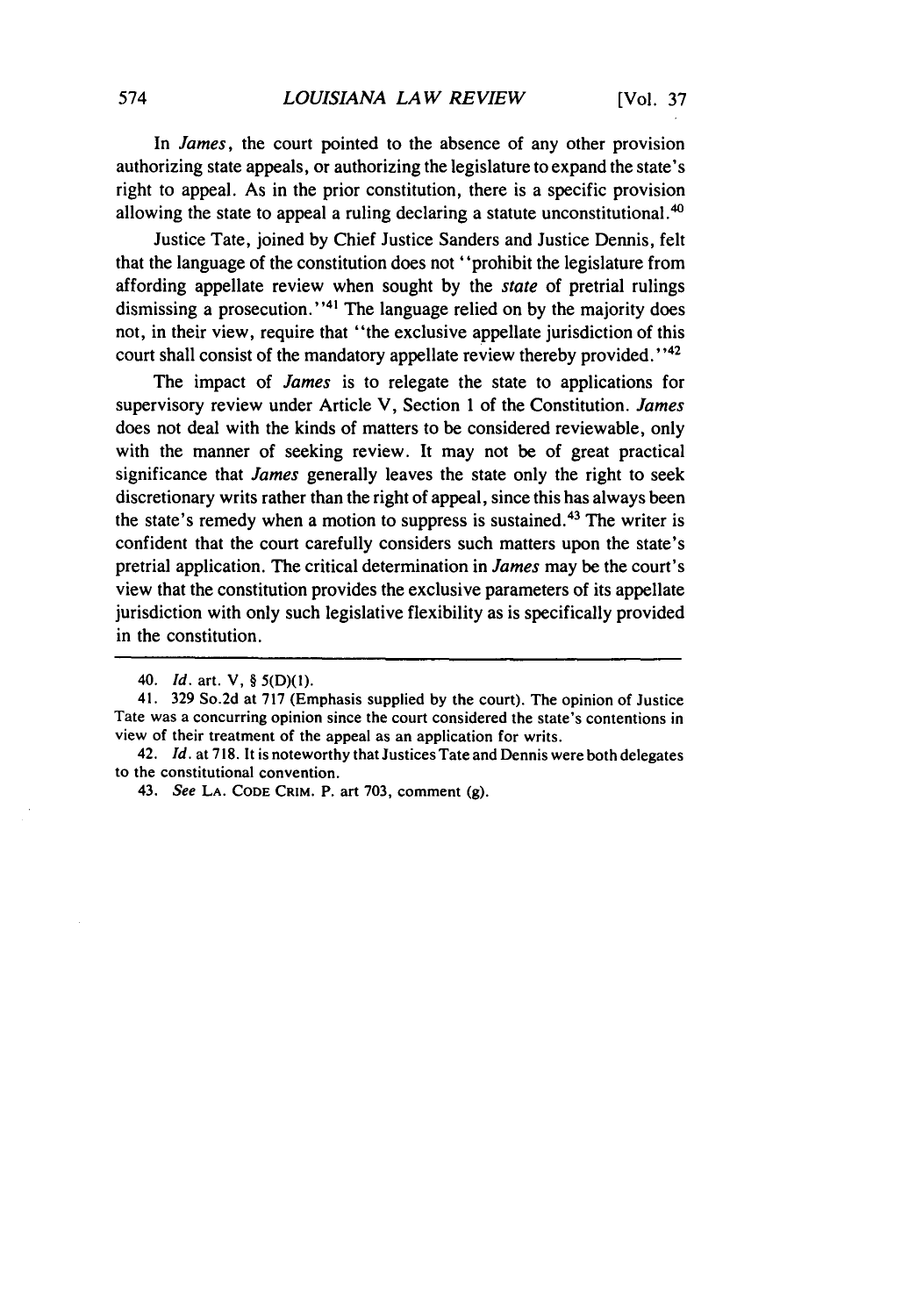In *James*, the court pointed to the absence of any other provision authorizing state appeals, or authorizing the legislature to expand the state's right to appeal. As in the prior constitution, there is a specific provision allowing the state to appeal a ruling declaring a statute unconstitutional.[40]

Justice Tate, joined by Chief Justice Sanders and Justice Dennis, felt that the language of the constitution does not "prohibit the legislature from affording appellate review when sought by the *state* of pretrial rulings dismissing a prosecution."[41] The language relied on by the majority does not, in their view, require that "the exclusive appellate jurisdiction of this court shall consist of the mandatory appellate review thereby provided."[42]

The impact of *James* is to relegate the state to applications for supervisory review under Article V, Section 1 of the Constitution. *James* does not deal with the kinds of matters to be considered reviewable, only with the manner of seeking review. It may not be of great practical significance that *James* generally leaves the state only the right to seek discretionary writs rather than the right of appeal, since this has always been the state's remedy when a motion to suppress is sustained.[43] The writer is confident that the court carefully considers such matters upon the state's pretrial application. The critical determination in *James* may be the court's view that the constitution provides the exclusive parameters of its appellate jurisdiction with only such legislative flexibility as is specifically provided in the constitution.

---

40. *Id.* art. V, § 5(D)(1).

41. 329 So.2d at 717 (Emphasis supplied by the court). The opinion of Justice Tate was a concurring opinion since the court considered the state's contentions in view of their treatment of the appeal as an application for writs.

42. *Id.* at 718. It is noteworthy that Justices Tate and Dennis were both delegates to the constitutional convention.

43. *See* LA. CODE CRIM. P. art 703, comment (g).